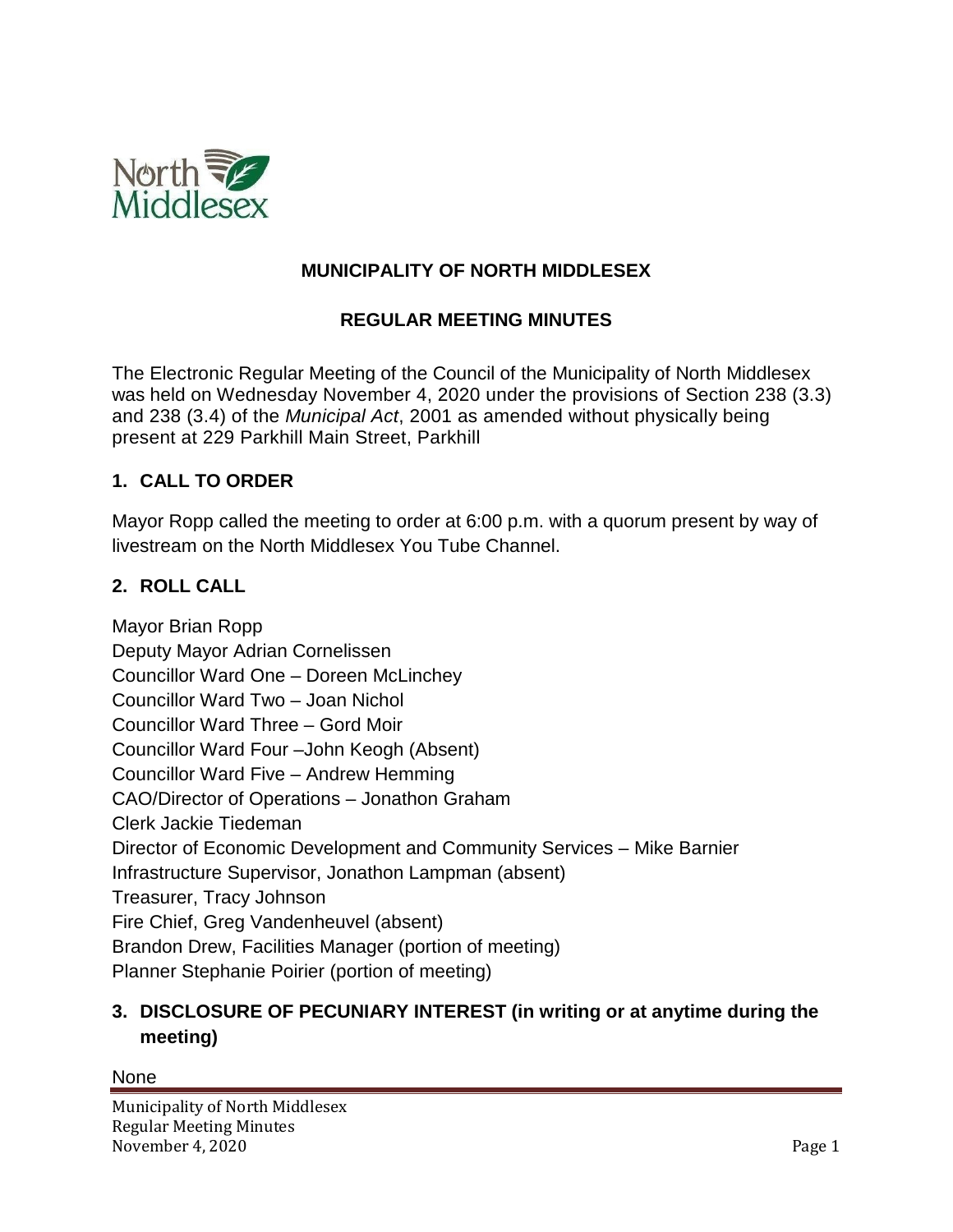# MUNICIPALITY OF NORTH MIDDLESEX

## REGULAR MEETING MINUTES

The Electronic Regular Meeting of the Council of the Municipality of North Middlesex was held on Wednesday November 4, 2020 under the provisions of Section 238 (3.3) and 238 (3.4) of the *Municipal Act*, 2001 as amended without physically being present at 229 Parkhill Main Street, Parkhill

### 1. CALL TO ORDER

Mayor Ropp called the meeting to order at 6:00 p.m. with a quorum present by way of livestream on the North Middlesex You Tube Channel.

### 2. ROLL CALL

Mayor Brian Ropp
Deputy Mayor Adrian Cornelissen
Councillor Ward One – Doreen McLinchey
Councillor Ward Two – Joan Nichol
Councillor Ward Three – Gord Moir
Councillor Ward Four –John Keogh (Absent)
Councillor Ward Five – Andrew Hemming
CAO/Director of Operations – Jonathon Graham
Clerk Jackie Tiedeman
Director of Economic Development and Community Services – Mike Barnier
Infrastructure Supervisor, Jonathon Lampman (absent)
Treasurer, Tracy Johnson
Fire Chief, Greg Vandenheuvel (absent)
Brandon Drew, Facilities Manager (portion of meeting)
Planner Stephanie Poirier (portion of meeting)

### 3. DISCLOSURE OF PECUNIARY INTEREST (in writing or at anytime during the meeting)

None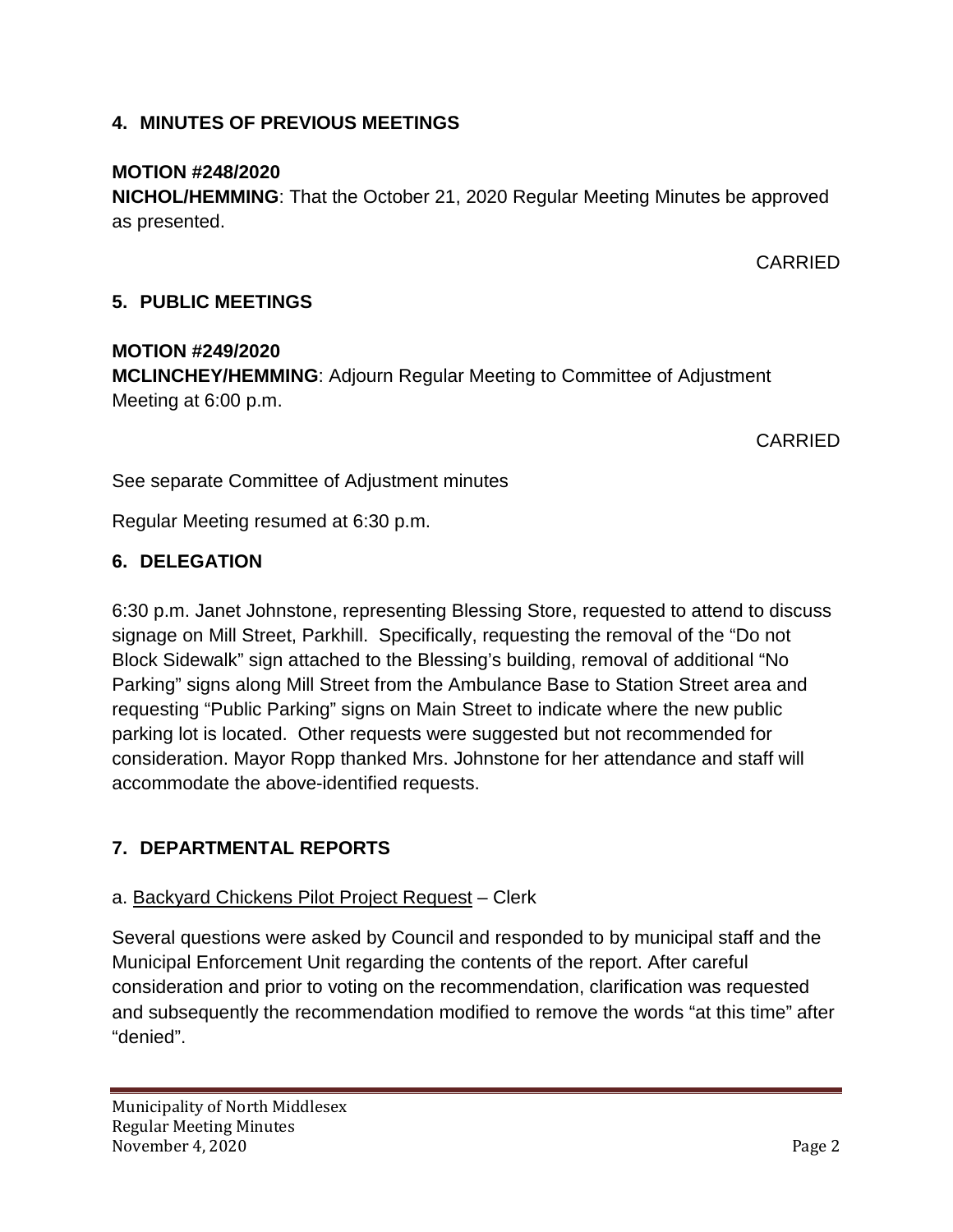## 4. MINUTES OF PREVIOUS MEETINGS

**MOTION #248/2020**
**NICHOL/HEMMING**: That the October 21, 2020 Regular Meeting Minutes be approved as presented.

CARRIED

## 5. PUBLIC MEETINGS

**MOTION #249/2020**
**MCLINCHEY/HEMMING**: Adjourn Regular Meeting to Committee of Adjustment Meeting at 6:00 p.m.

CARRIED

See separate Committee of Adjustment minutes

Regular Meeting resumed at 6:30 p.m.

## 6. DELEGATION

6:30 p.m. Janet Johnstone, representing Blessing Store, requested to attend to discuss signage on Mill Street, Parkhill. Specifically, requesting the removal of the "Do not Block Sidewalk" sign attached to the Blessing's building, removal of additional "No Parking" signs along Mill Street from the Ambulance Base to Station Street area and requesting "Public Parking" signs on Main Street to indicate where the new public parking lot is located. Other requests were suggested but not recommended for consideration. Mayor Ropp thanked Mrs. Johnstone for her attendance and staff will accommodate the above-identified requests.

## 7. DEPARTMENTAL REPORTS

a. Backyard Chickens Pilot Project Request – Clerk

Several questions were asked by Council and responded to by municipal staff and the Municipal Enforcement Unit regarding the contents of the report. After careful consideration and prior to voting on the recommendation, clarification was requested and subsequently the recommendation modified to remove the words "at this time" after "denied".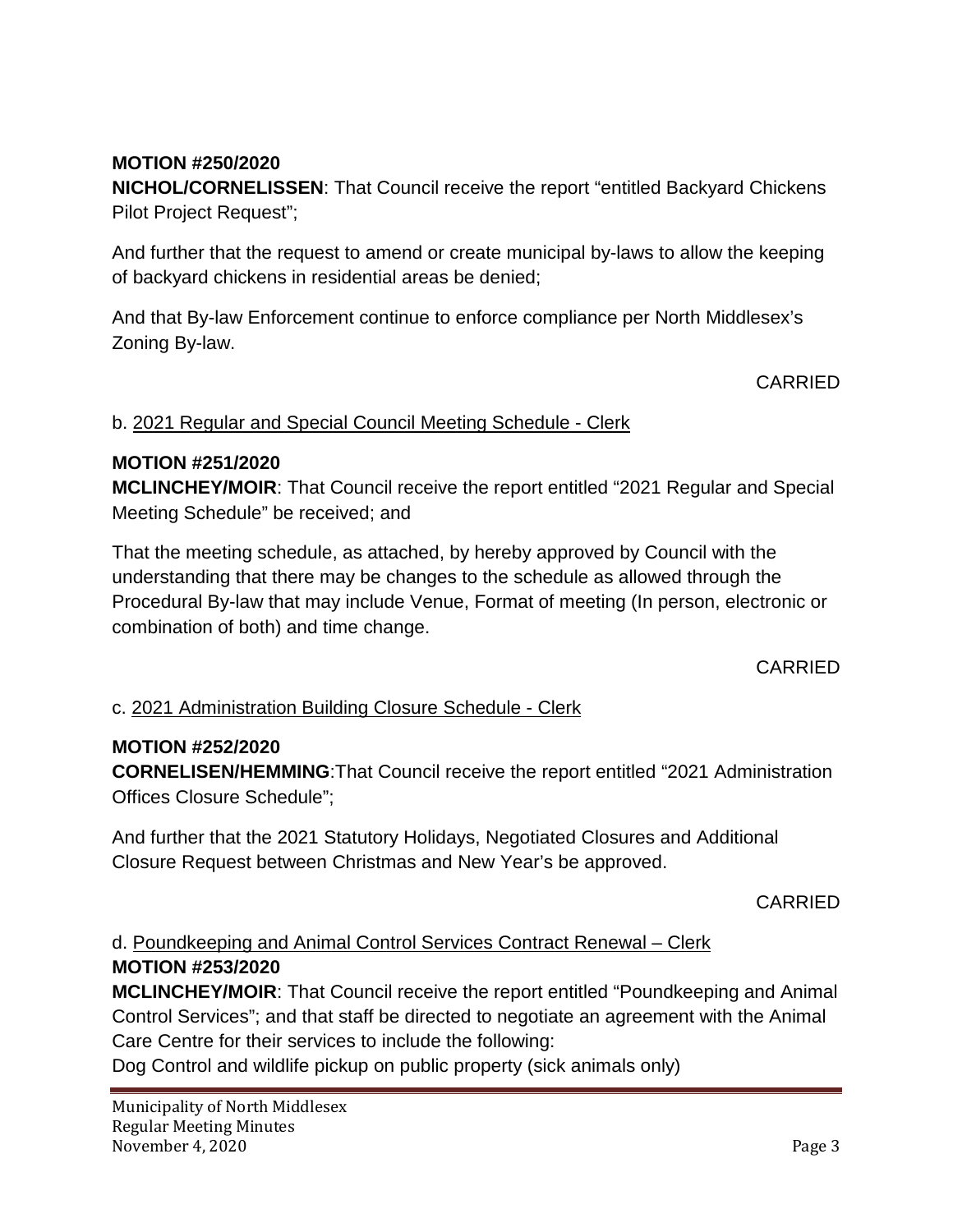**MOTION #250/2020**
**NICHOL/CORNELISSEN**: That Council receive the report "entitled Backyard Chickens Pilot Project Request";

And further that the request to amend or create municipal by-laws to allow the keeping of backyard chickens in residential areas be denied;

And that By-law Enforcement continue to enforce compliance per North Middlesex's Zoning By-law.

CARRIED

b. 2021 Regular and Special Council Meeting Schedule - Clerk

**MOTION #251/2020**
**MCLINCHEY/MOIR**: That Council receive the report entitled "2021 Regular and Special Meeting Schedule" be received; and

That the meeting schedule, as attached, by hereby approved by Council with the understanding that there may be changes to the schedule as allowed through the Procedural By-law that may include Venue, Format of meeting (In person, electronic or combination of both) and time change.

CARRIED

c. 2021 Administration Building Closure Schedule - Clerk

**MOTION #252/2020**
**CORNELISEN/HEMMING**:That Council receive the report entitled "2021 Administration Offices Closure Schedule";

And further that the 2021 Statutory Holidays, Negotiated Closures and Additional Closure Request between Christmas and New Year's be approved.

CARRIED

d. Poundkeeping and Animal Control Services Contract Renewal – Clerk
**MOTION #253/2020**
**MCLINCHEY/MOIR**: That Council receive the report entitled "Poundkeeping and Animal Control Services"; and that staff be directed to negotiate an agreement with the Animal Care Centre for their services to include the following:
Dog Control and wildlife pickup on public property (sick animals only)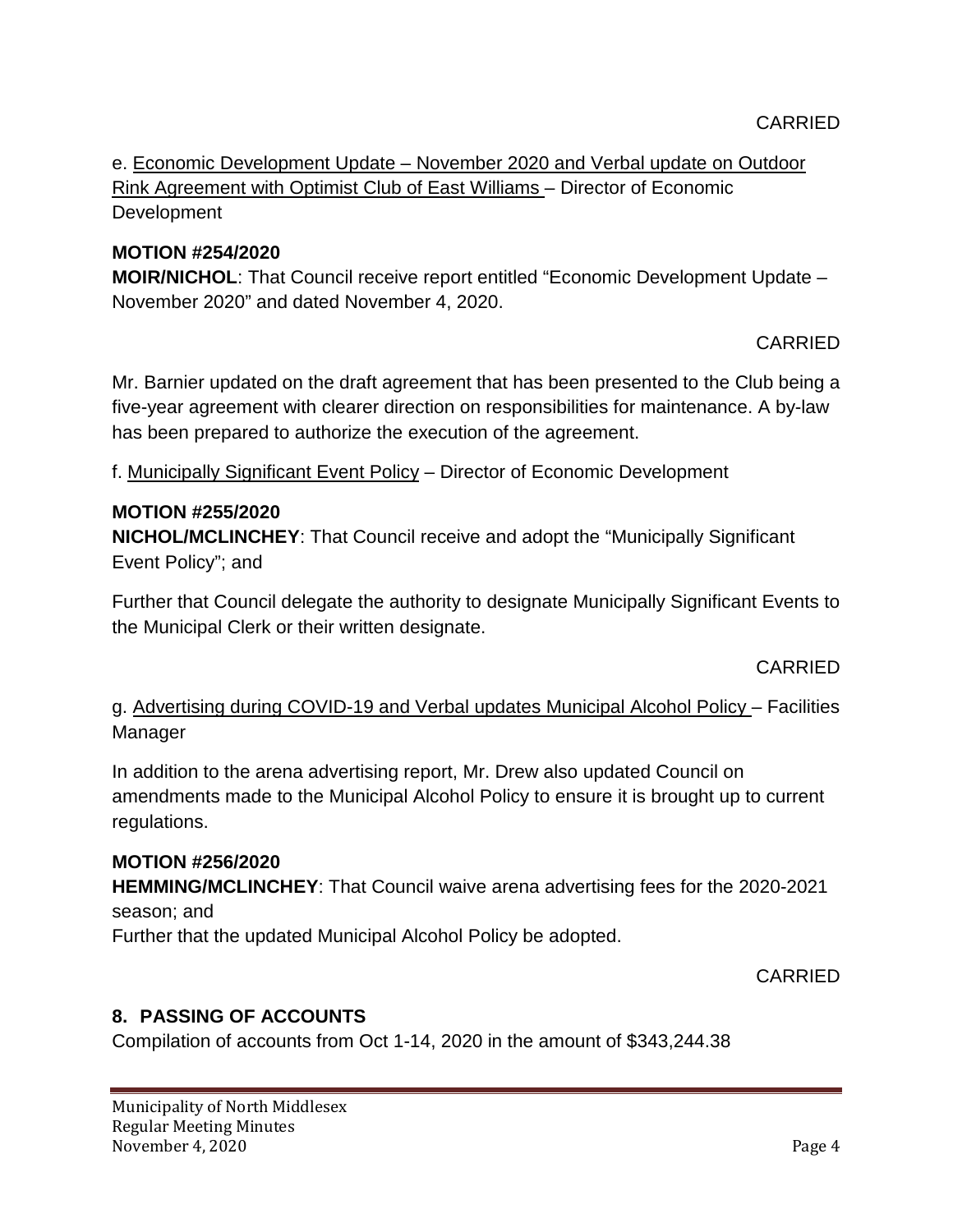CARRIED

e. Economic Development Update – November 2020 and Verbal update on Outdoor Rink Agreement with Optimist Club of East Williams – Director of Economic Development

**MOTION #254/2020**
**MOIR/NICHOL**: That Council receive report entitled "Economic Development Update – November 2020" and dated November 4, 2020.

CARRIED

Mr. Barnier updated on the draft agreement that has been presented to the Club being a five-year agreement with clearer direction on responsibilities for maintenance. A by-law has been prepared to authorize the execution of the agreement.

f. Municipally Significant Event Policy – Director of Economic Development

**MOTION #255/2020**
**NICHOL/MCLINCHEY**: That Council receive and adopt the "Municipally Significant Event Policy"; and

Further that Council delegate the authority to designate Municipally Significant Events to the Municipal Clerk or their written designate.

CARRIED

g. Advertising during COVID-19 and Verbal updates Municipal Alcohol Policy – Facilities Manager

In addition to the arena advertising report, Mr. Drew also updated Council on amendments made to the Municipal Alcohol Policy to ensure it is brought up to current regulations.

**MOTION #256/2020**
**HEMMING/MCLINCHEY**: That Council waive arena advertising fees for the 2020-2021 season; and
Further that the updated Municipal Alcohol Policy be adopted.

CARRIED

## 8. PASSING OF ACCOUNTS

Compilation of accounts from Oct 1-14, 2020 in the amount of $343,244.38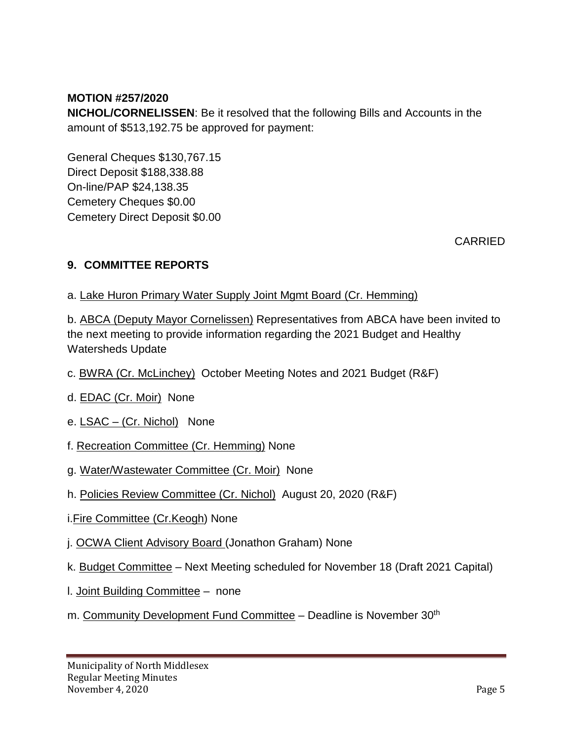**MOTION #257/2020**

**NICHOL/CORNELISSEN**: Be it resolved that the following Bills and Accounts in the amount of $513,192.75 be approved for payment:

General Cheques $130,767.15
Direct Deposit $188,338.88
On-line/PAP $24,138.35
Cemetery Cheques $0.00
Cemetery Direct Deposit $0.00

CARRIED

## 9. COMMITTEE REPORTS

a. Lake Huron Primary Water Supply Joint Mgmt Board (Cr. Hemming)

b. ABCA (Deputy Mayor Cornelissen) Representatives from ABCA have been invited to the next meeting to provide information regarding the 2021 Budget and Healthy Watersheds Update

c. BWRA (Cr. McLinchey) October Meeting Notes and 2021 Budget (R&F)

d. EDAC (Cr. Moir) None

e. LSAC – (Cr. Nichol) None

f. Recreation Committee (Cr. Hemming) None

g. Water/Wastewater Committee (Cr. Moir) None

h. Policies Review Committee (Cr. Nichol) August 20, 2020 (R&F)

i.Fire Committee (Cr.Keogh) None

j. OCWA Client Advisory Board (Jonathon Graham) None

k. Budget Committee – Next Meeting scheduled for November 18 (Draft 2021 Capital)

l. Joint Building Committee – none

m. Community Development Fund Committee – Deadline is November 30th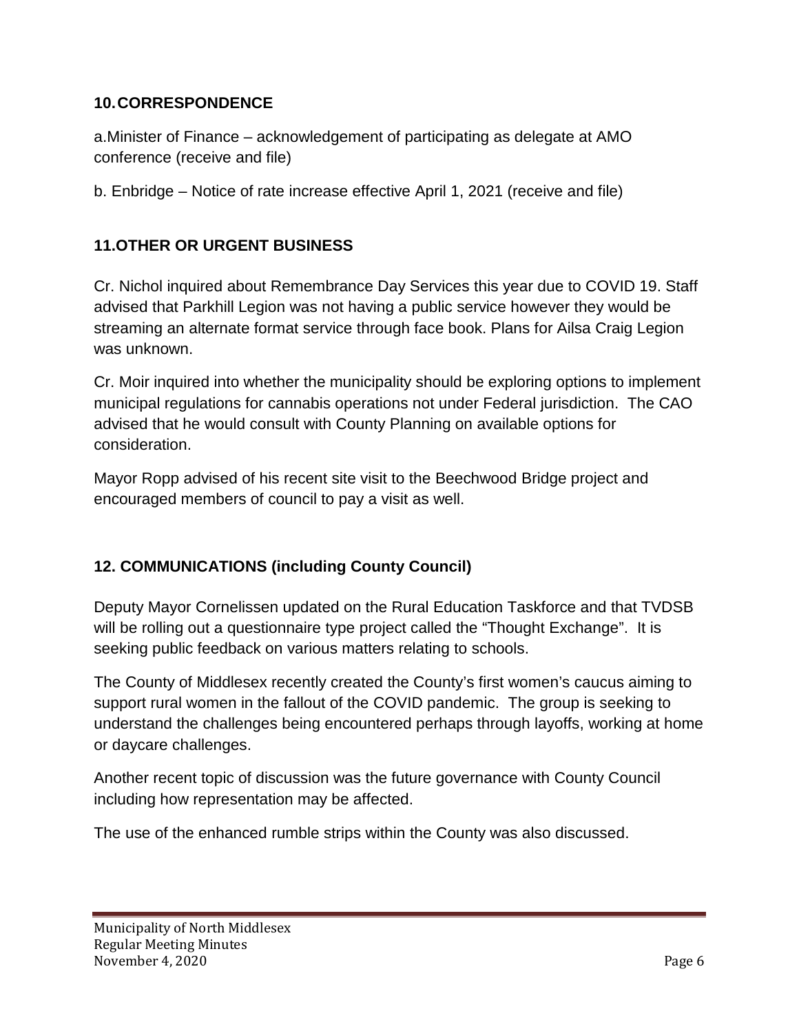## 10. CORRESPONDENCE

a.Minister of Finance – acknowledgement of participating as delegate at AMO conference (receive and file)

b. Enbridge – Notice of rate increase effective April 1, 2021 (receive and file)

## 11.OTHER OR URGENT BUSINESS

Cr. Nichol inquired about Remembrance Day Services this year due to COVID 19. Staff advised that Parkhill Legion was not having a public service however they would be streaming an alternate format service through face book. Plans for Ailsa Craig Legion was unknown.

Cr. Moir inquired into whether the municipality should be exploring options to implement municipal regulations for cannabis operations not under Federal jurisdiction. The CAO advised that he would consult with County Planning on available options for consideration.

Mayor Ropp advised of his recent site visit to the Beechwood Bridge project and encouraged members of council to pay a visit as well.

## 12. COMMUNICATIONS (including County Council)

Deputy Mayor Cornelissen updated on the Rural Education Taskforce and that TVDSB will be rolling out a questionnaire type project called the "Thought Exchange". It is seeking public feedback on various matters relating to schools.

The County of Middlesex recently created the County's first women's caucus aiming to support rural women in the fallout of the COVID pandemic. The group is seeking to understand the challenges being encountered perhaps through layoffs, working at home or daycare challenges.

Another recent topic of discussion was the future governance with County Council including how representation may be affected.

The use of the enhanced rumble strips within the County was also discussed.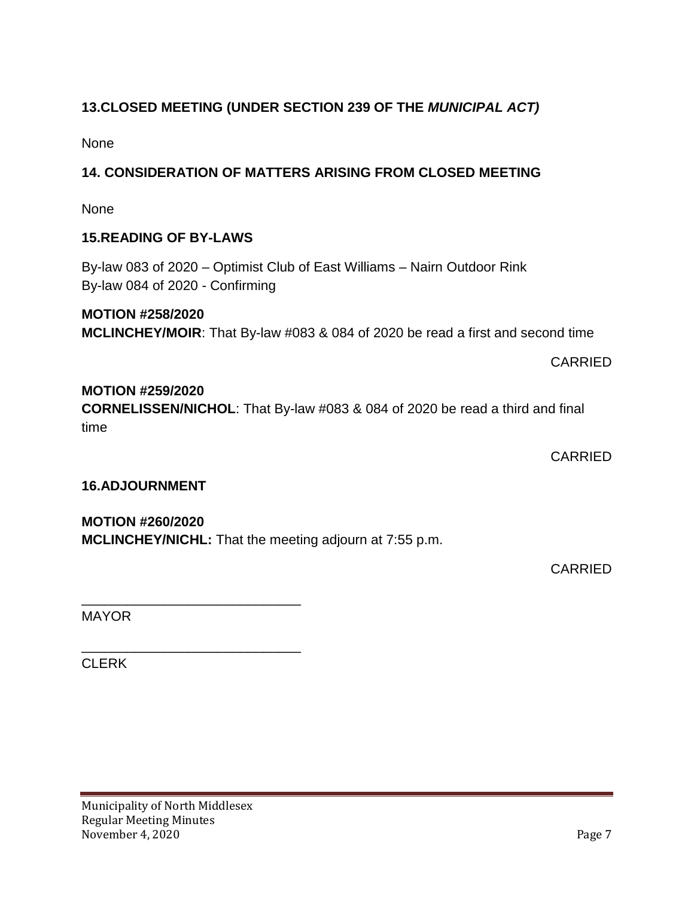**13.CLOSED MEETING (UNDER SECTION 239 OF THE *MUNICIPAL ACT)***

None

**14. CONSIDERATION OF MATTERS ARISING FROM CLOSED MEETING**

None

**15.READING OF BY-LAWS**

By-law 083 of 2020 – Optimist Club of East Williams – Nairn Outdoor Rink
By-law 084 of 2020 - Confirming

**MOTION #258/2020**
**MCLINCHEY/MOIR**: That By-law #083 & 084 of 2020 be read a first and second time

CARRIED

**MOTION #259/2020**
**CORNELISSEN/NICHOL**: That By-law #083 & 084 of 2020 be read a third and final time

CARRIED

**16.ADJOURNMENT**

**MOTION #260/2020**
**MCLINCHEY/NICHL:** That the meeting adjourn at 7:55 p.m.

CARRIED

_____________________________
MAYOR

_____________________________
CLERK